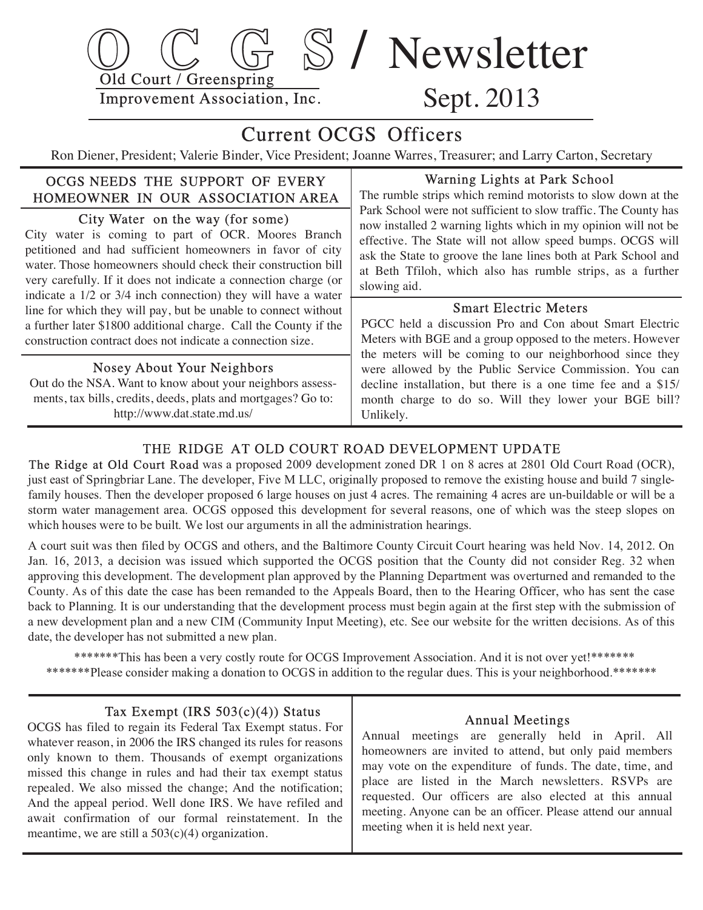# O C G S / Newsletter

Old Court / Greenspring
Improvement Association, Inc.

Sept. 2013

## Current OCGS Officers

Ron Diener, President; Valerie Binder, Vice President; Joanne Warres, Treasurer; and Larry Carton, Secretary

### OCGS NEEDS THE SUPPORT OF EVERY HOMEOWNER IN OUR ASSOCIATION AREA

### City Water on the way (for some)

City water is coming to part of OCR. Moores Branch petitioned and had sufficient homeowners in favor of city water. Those homeowners should check their construction bill very carefully. If it does not indicate a connection charge (or indicate a 1/2 or 3/4 inch connection) they will have a water line for which they will pay, but be unable to connect without a further later $1800 additional charge. Call the County if the construction contract does not indicate a connection size.

### Nosey About Your Neighbors

Out do the NSA. Want to know about your neighbors assessments, tax bills, credits, deeds, plats and mortgages? Go to: http://www.dat.state.md.us/

### Warning Lights at Park School

The rumble strips which remind motorists to slow down at the Park School were not sufficient to slow traffic. The County has now installed 2 warning lights which in my opinion will not be effective. The State will not allow speed bumps. OCGS will ask the State to groove the lane lines both at Park School and at Beth Tfiloh, which also has rumble strips, as a further slowing aid.

### Smart Electric Meters

PGCC held a discussion Pro and Con about Smart Electric Meters with BGE and a group opposed to the meters. However the meters will be coming to our neighborhood since they were allowed by the Public Service Commission. You can decline installation, but there is a one time fee and a $15/month charge to do so. Will they lower your BGE bill? Unlikely.

### THE RIDGE AT OLD COURT ROAD DEVELOPMENT UPDATE

The Ridge at Old Court Road was a proposed 2009 development zoned DR 1 on 8 acres at 2801 Old Court Road (OCR), just east of Springbriar Lane. The developer, Five M LLC, originally proposed to remove the existing house and build 7 single-family houses. Then the developer proposed 6 large houses on just 4 acres. The remaining 4 acres are un-buildable or will be a storm water management area. OCGS opposed this development for several reasons, one of which was the steep slopes on which houses were to be built. We lost our arguments in all the administration hearings.

A court suit was then filed by OCGS and others, and the Baltimore County Circuit Court hearing was held Nov. 14, 2012. On Jan. 16, 2013, a decision was issued which supported the OCGS position that the County did not consider Reg. 32 when approving this development. The development plan approved by the Planning Department was overturned and remanded to the County. As of this date the case has been remanded to the Appeals Board, then to the Hearing Officer, who has sent the case back to Planning. It is our understanding that the development process must begin again at the first step with the submission of a new development plan and a new CIM (Community Input Meeting), etc. See our website for the written decisions. As of this date, the developer has not submitted a new plan.

*******This has been a very costly route for OCGS Improvement Association. And it is not over yet!*******
*******Please consider making a donation to OCGS in addition to the regular dues. This is your neighborhood.*******

### Tax Exempt (IRS 503(c)(4)) Status

OCGS has filed to regain its Federal Tax Exempt status. For whatever reason, in 2006 the IRS changed its rules for reasons only known to them. Thousands of exempt organizations missed this change in rules and had their tax exempt status repealed. We also missed the change; And the notification; And the appeal period. Well done IRS. We have refiled and await confirmation of our formal reinstatement. In the meantime, we are still a 503(c)(4) organization.

### Annual Meetings

Annual meetings are generally held in April. All homeowners are invited to attend, but only paid members may vote on the expenditure of funds. The date, time, and place are listed in the March newsletters. RSVPs are requested. Our officers are also elected at this annual meeting. Anyone can be an officer. Please attend our annual meeting when it is held next year.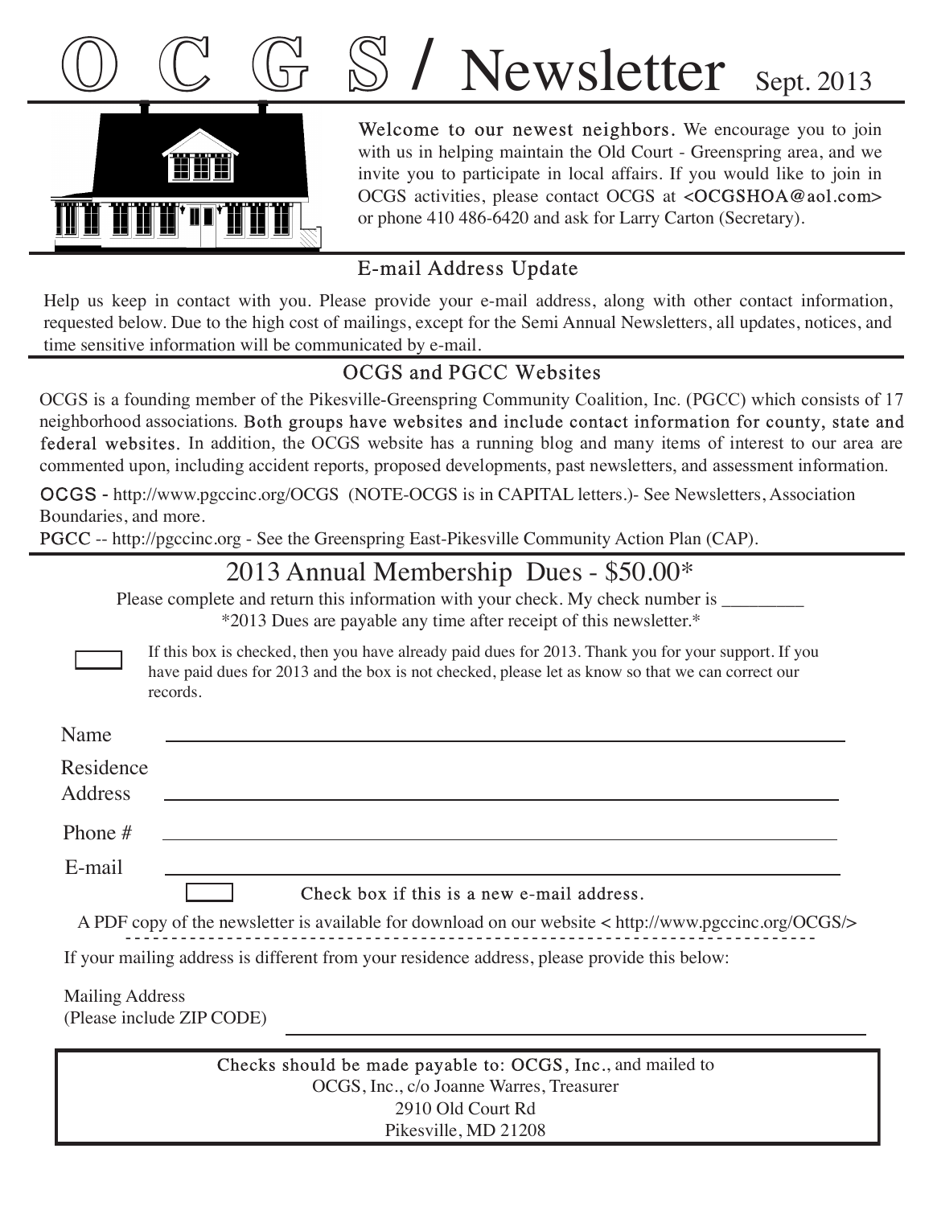# O C G S / Newsletter Sept. 2013

**Welcome to our newest neighbors.** We encourage you to join with us in helping maintain the Old Court - Greenspring area, and we invite you to participate in local affairs. If you would like to join in OCGS activities, please contact OCGS at <OCGSHOA@aol.com> or phone 410 486-6420 and ask for Larry Carton (Secretary).

## E-mail Address Update

Help us keep in contact with you. Please provide your e-mail address, along with other contact information, requested below. Due to the high cost of mailings, except for the Semi Annual Newsletters, all updates, notices, and time sensitive information will be communicated by e-mail.

## OCGS and PGCC Websites

OCGS is a founding member of the Pikesville-Greenspring Community Coalition, Inc. (PGCC) which consists of 17 neighborhood associations. Both groups have websites and include contact information for county, state and federal websites. In addition, the OCGS website has a running blog and many items of interest to our area are commented upon, including accident reports, proposed developments, past newsletters, and assessment information.

OCGS - http://www.pgccinc.org/OCGS (NOTE-OCGS is in CAPITAL letters.)- See Newsletters, Association Boundaries, and more.

PGCC -- http://pgccinc.org - See the Greenspring East-Pikesville Community Action Plan (CAP).

## 2013 Annual Membership Dues - $50.00*

Please complete and return this information with your check. My check number is _________

*2013 Dues are payable any time after receipt of this newsletter.*

☐ If this box is checked, then you have already paid dues for 2013. Thank you for your support. If you have paid dues for 2013 and the box is not checked, please let as know so that we can correct our records.

Name ______________________________

Residence Address ______________________________

Phone # ______________________________

E-mail ______________________________

☐ Check box if this is a new e-mail address.

A PDF copy of the newsletter is available for download on our website < http://www.pgccinc.org/OCGS/>

If your mailing address is different from your residence address, please provide this below:

Mailing Address
(Please include ZIP CODE) ______________________________

Checks should be made payable to: OCGS, Inc., and mailed to
OCGS, Inc., c/o Joanne Warres, Treasurer
2910 Old Court Rd
Pikesville, MD 21208